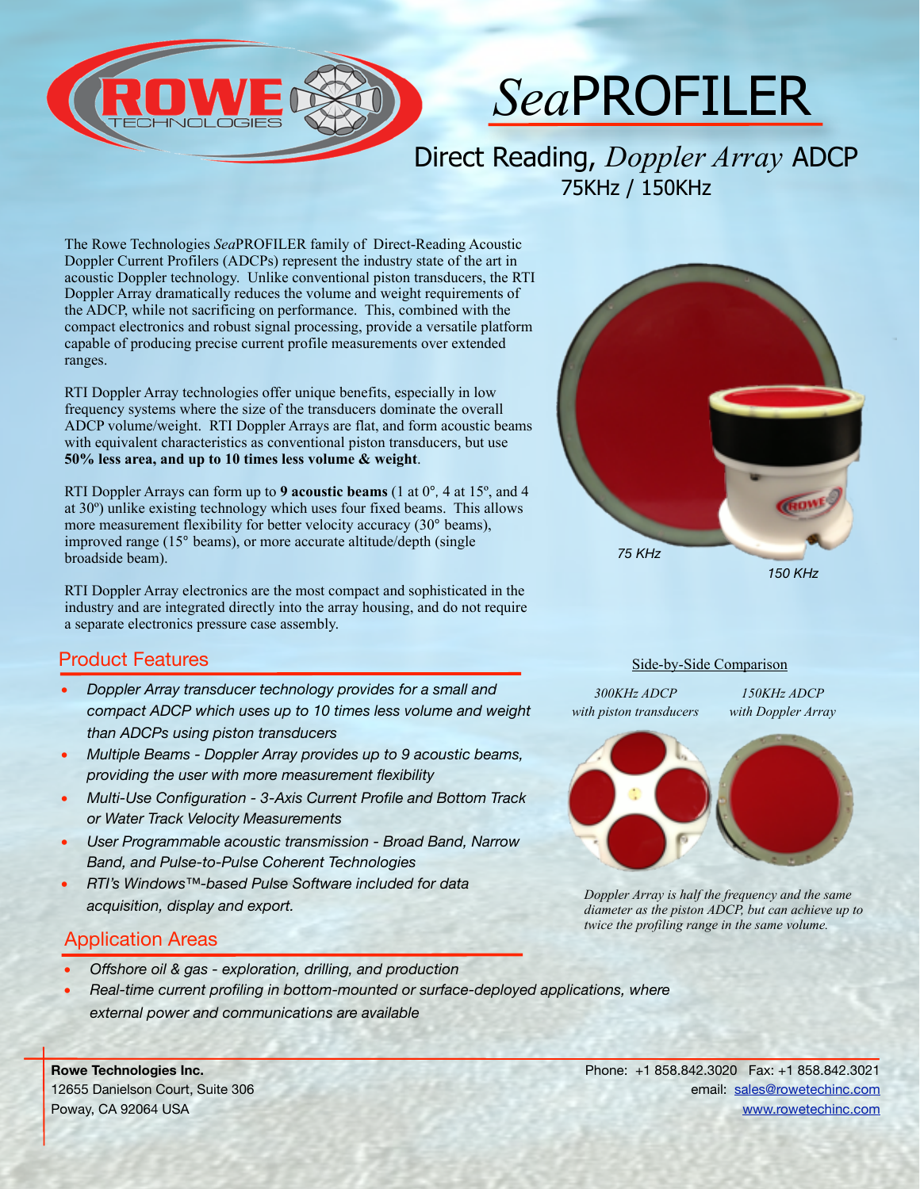# *Sea*PROFILER

## Direct Reading, *Doppler Array* ADCP

### 75KHz / 150KHz

The Rowe Technologies *Sea*PROFILER family of Direct-Reading Acoustic Doppler Current Profilers (ADCPs) represent the industry state of the art in acoustic Doppler technology. Unlike conventional piston transducers, the RTI Doppler Array dramatically reduces the volume and weight requirements of the ADCP, while not sacrificing on performance. This, combined with the compact electronics and robust signal processing, provide a versatile platform capable of producing precise current profile measurements over extended ranges.

RTI Doppler Array technologies offer unique benefits, especially in low frequency systems where the size of the transducers dominate the overall ADCP volume/weight. RTI Doppler Arrays are flat, and form acoustic beams with equivalent characteristics as conventional piston transducers, but use **50% less area, and up to 10 times less volume & weight**.

RTI Doppler Arrays can form up to **9 acoustic beams** (1 at 0°, 4 at 15º, and 4 at 30º) unlike existing technology which uses four fixed beams. This allows more measurement flexibility for better velocity accuracy (30° beams), improved range (15° beams), or more accurate altitude/depth (single broadside beam).

RTI Doppler Array electronics are the most compact and sophisticated in the industry and are integrated directly into the array housing, and do not require a separate electronics pressure case assembly.

*75 KHz*

*150 KHz*

## Product Features

- *Doppler Array transducer technology provides for a small and compact ADCP which uses up to 10 times less volume and weight than ADCPs using piston transducers*
- *Multiple Beams - Doppler Array provides up to 9 acoustic beams, providing the user with more measurement flexibility*
- *Multi-Use Configuration - 3-Axis Current Profile and Bottom Track or Water Track Velocity Measurements*
- *User Programmable acoustic transmission - Broad Band, Narrow Band, and Pulse-to-Pulse Coherent Technologies*
- *RTI's Windows™-based Pulse Software included for data acquisition, display and export.*

Side-by-Side Comparison

*300KHz ADCP with piston transducers*

*150KHz ADCP with Doppler Array*

*Doppler Array is half the frequency and the same diameter as the piston ADCP, but can achieve up to twice the profiling range in the same volume.*

## Application Areas

- *Offshore oil & gas - exploration, drilling, and production*
- *Real-time current profiling in bottom-mounted or surface-deployed applications, where external power and communications are available*

**Rowe Technologies Inc.**
12655 Danielson Court, Suite 306
Poway, CA 92064 USA

Phone: +1 858.842.3020 Fax: +1 858.842.3021
email: sales@rowetechinc.com
www.rowetechinc.com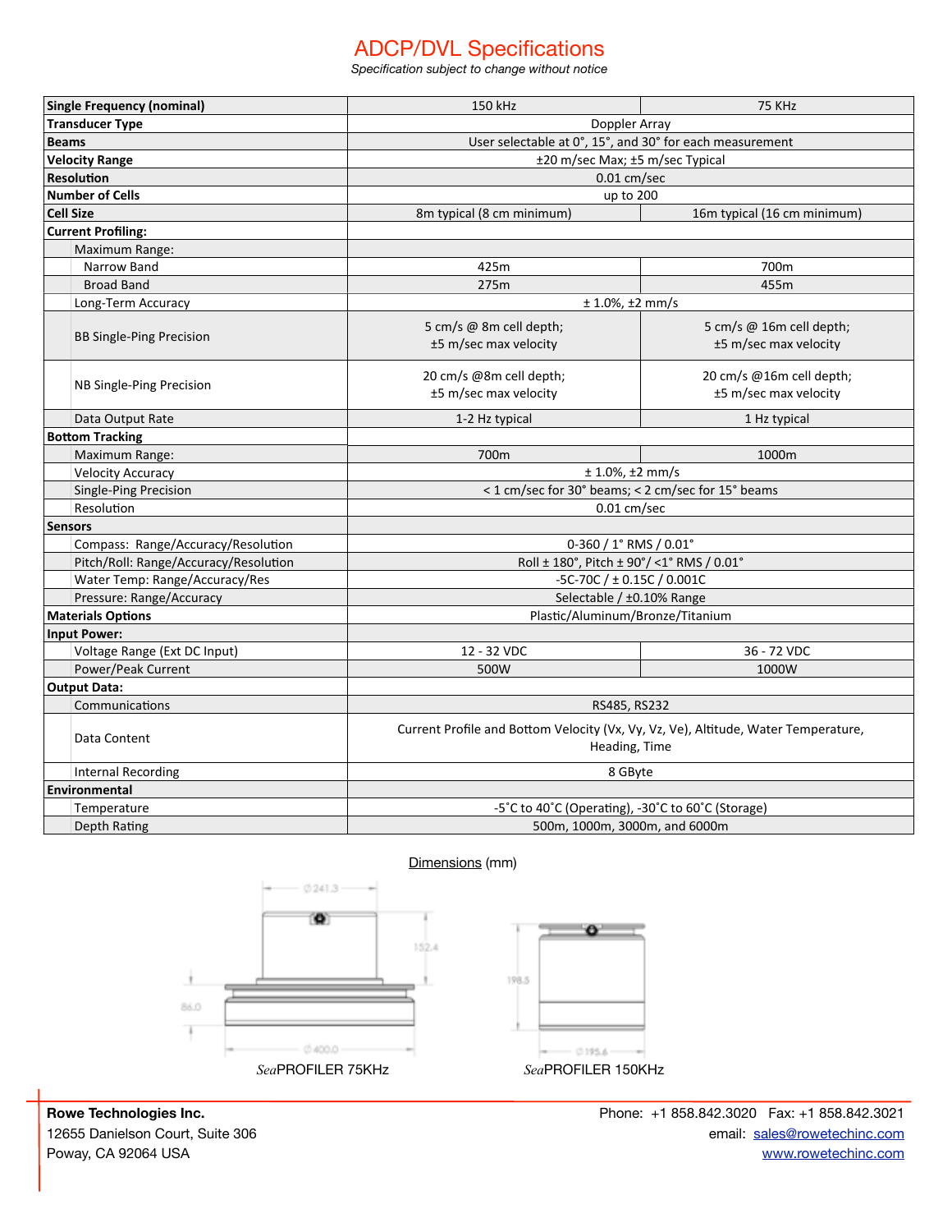# ADCP/DVL Specifications

*Specification subject to change without notice*

| | | |
|---|---|---|
| **Single Frequency (nominal)** | 150 kHz | 75 KHz |
| **Transducer Type** | Doppler Array | |
| **Beams** | User selectable at 0°, 15°, and 30° for each measurement | |
| **Velocity Range** | ±20 m/sec Max; ±5 m/sec Typical | |
| **Resolution** | 0.01 cm/sec | |
| **Number of Cells** | up to 200 | |
| **Cell Size** | 8m typical (8 cm minimum) | 16m typical (16 cm minimum) |
| **Current Profiling:** | | |
| Maximum Range: | | |
| Narrow Band | 425m | 700m |
| Broad Band | 275m | 455m |
| Long-Term Accuracy | ± 1.0%, ±2 mm/s | |
| BB Single-Ping Precision | 5 cm/s @ 8m cell depth; ±5 m/sec max velocity | 5 cm/s @ 16m cell depth; ±5 m/sec max velocity |
| NB Single-Ping Precision | 20 cm/s @8m cell depth; ±5 m/sec max velocity | 20 cm/s @16m cell depth; ±5 m/sec max velocity |
| Data Output Rate | 1-2 Hz typical | 1 Hz typical |
| **Bottom Tracking** | | |
| Maximum Range: | 700m | 1000m |
| Velocity Accuracy | ± 1.0%, ±2 mm/s | |
| Single-Ping Precision | < 1 cm/sec for 30° beams; < 2 cm/sec for 15° beams | |
| Resolution | 0.01 cm/sec | |
| **Sensors** | | |
| Compass: Range/Accuracy/Resolution | 0-360 / 1° RMS / 0.01° | |
| Pitch/Roll: Range/Accuracy/Resolution | Roll ± 180°, Pitch ± 90°/ <1° RMS / 0.01° | |
| Water Temp: Range/Accuracy/Res | -5C-70C / ± 0.15C / 0.001C | |
| Pressure: Range/Accuracy | Selectable / ±0.10% Range | |
| **Materials Options** | Plastic/Aluminum/Bronze/Titanium | |
| **Input Power:** | | |
| Voltage Range (Ext DC Input) | 12 - 32 VDC | 36 - 72 VDC |
| Power/Peak Current | 500W | 1000W |
| **Output Data:** | | |
| Communications | RS485, RS232 | |
| Data Content | Current Profile and Bottom Velocity (Vx, Vy, Vz, Ve), Altitude, Water Temperature, Heading, Time | |
| Internal Recording | 8 GByte | |
| **Environmental** | | |
| Temperature | -5˚C to 40˚C (Operating), -30˚C to 60˚C (Storage) | |
| Depth Rating | 500m, 1000m, 3000m, and 6000m | |

Dimensions (mm)

Ø 241.3
152.4
86.0
Ø 400.0

*Sea*PROFILER 75KHz

198.5
Ø 195.6

*Sea*PROFILER 150KHz

**Rowe Technologies Inc.**
12655 Danielson Court, Suite 306
Poway, CA 92064 USA

Phone: +1 858.842.3020 Fax: +1 858.842.3021
email: sales@rowetechinc.com
www.rowetechinc.com